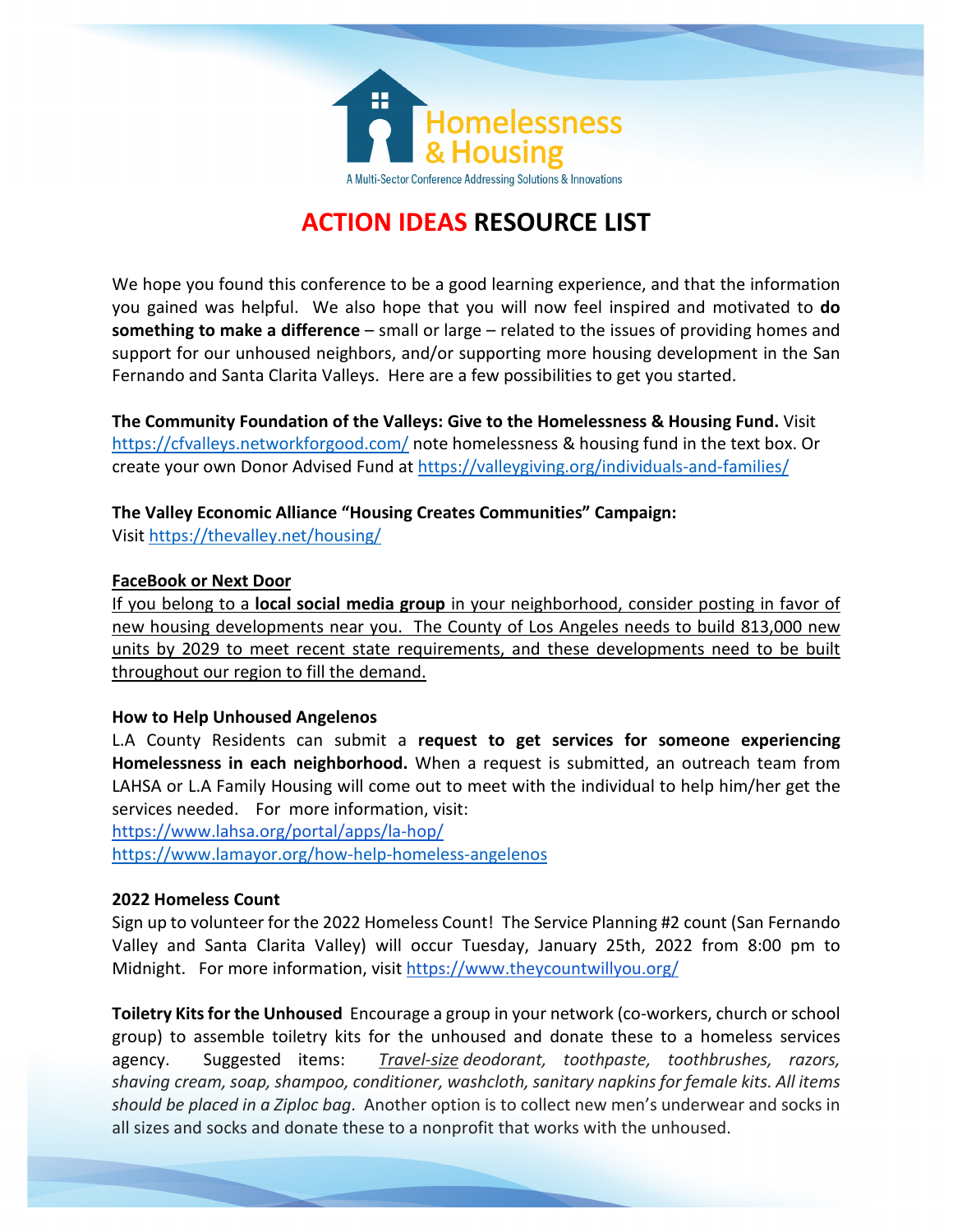Homelessness & Housing

A Multi-Sector Conference Addressing Solutions & Innovations

# ACTION IDEAS RESOURCE LIST

We hope you found this conference to be a good learning experience, and that the information you gained was helpful. We also hope that you will now feel inspired and motivated to **do something to make a difference** – small or large – related to the issues of providing homes and support for our unhoused neighbors, and/or supporting more housing development in the San Fernando and Santa Clarita Valleys. Here are a few possibilities to get you started.

**The Community Foundation of the Valleys: Give to the Homelessness & Housing Fund.** Visit https://cfvalleys.networkforgood.com/ note homelessness & housing fund in the text box. Or create your own Donor Advised Fund at https://valleygiving.org/individuals-and-families/

**The Valley Economic Alliance "Housing Creates Communities" Campaign:**
Visit https://thevalley.net/housing/

**FaceBook or Next Door**

If you belong to a **local social media group** in your neighborhood, consider posting in favor of new housing developments near you. The County of Los Angeles needs to build 813,000 new units by 2029 to meet recent state requirements, and these developments need to be built throughout our region to fill the demand.

**How to Help Unhoused Angelenos**

L.A County Residents can submit a **request to get services for someone experiencing Homelessness in each neighborhood.** When a request is submitted, an outreach team from LAHSA or L.A Family Housing will come out to meet with the individual to help him/her get the services needed. For more information, visit:
https://www.lahsa.org/portal/apps/la-hop/
https://www.lamayor.org/how-help-homeless-angelenos

**2022 Homeless Count**

Sign up to volunteer for the 2022 Homeless Count! The Service Planning #2 count (San Fernando Valley and Santa Clarita Valley) will occur Tuesday, January 25th, 2022 from 8:00 pm to Midnight. For more information, visit https://www.theycountwillyou.org/

**Toiletry Kits for the Unhoused** Encourage a group in your network (co-workers, church or school group) to assemble toiletry kits for the unhoused and donate these to a homeless services agency. Suggested items: *Travel-size deodorant, toothpaste, toothbrushes, razors, shaving cream, soap, shampoo, conditioner, washcloth, sanitary napkins for female kits. All items should be placed in a Ziploc bag*. Another option is to collect new men's underwear and socks in all sizes and socks and donate these to a nonprofit that works with the unhoused.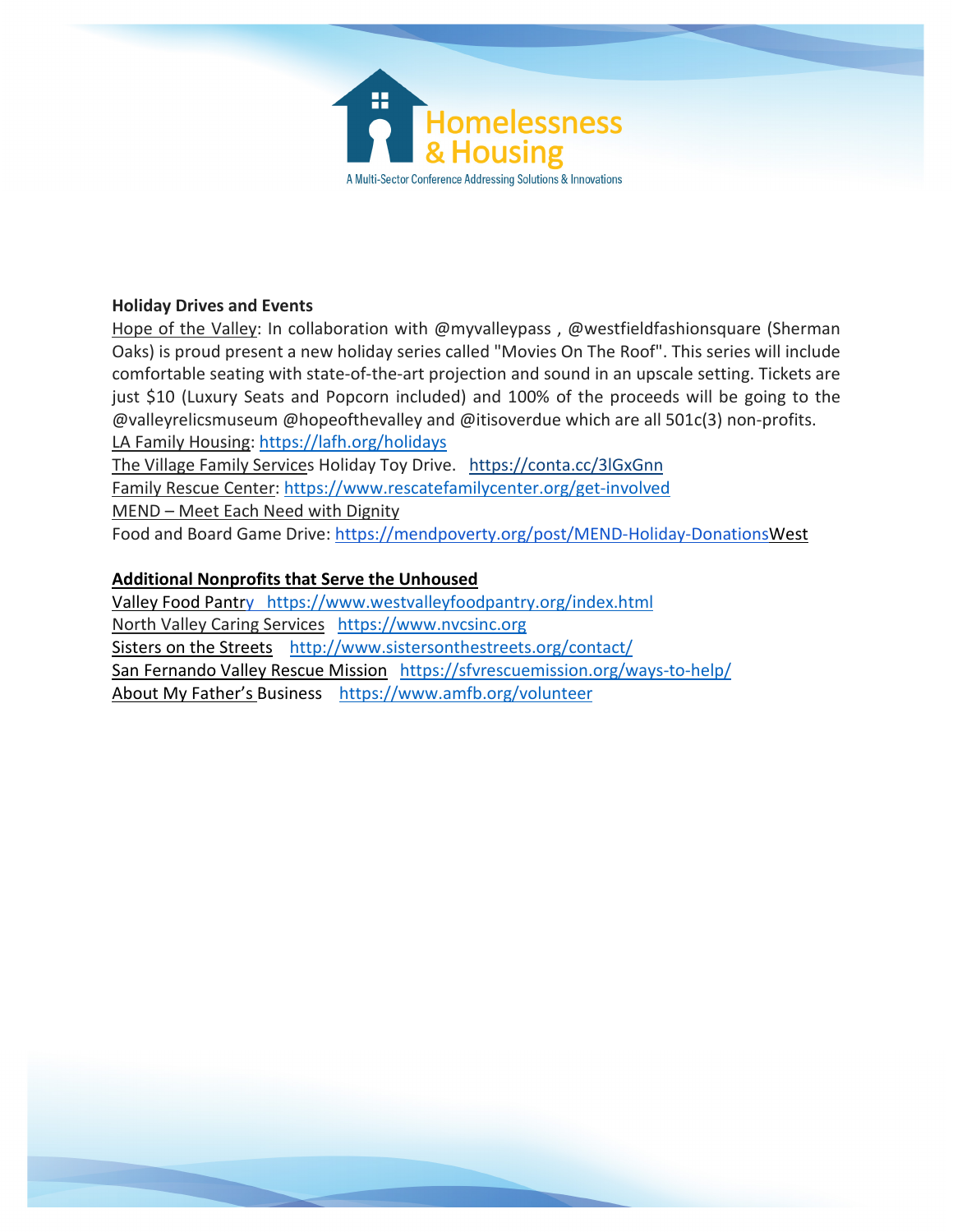**Holiday Drives and Events**

Hope of the Valley: In collaboration with @myvalleypass , @westfieldfashionsquare (Sherman Oaks) is proud present a new holiday series called "Movies On The Roof". This series will include comfortable seating with state-of-the-art projection and sound in an upscale setting. Tickets are just $10 (Luxury Seats and Popcorn included) and 100% of the proceeds will be going to the @valleyrelicsmuseum @hopeofthevalley and @itisoverdue which are all 501c(3) non-profits.

LA Family Housing: https://lafh.org/holidays

The Village Family Services Holiday Toy Drive. https://conta.cc/3lGxGnn

Family Rescue Center: https://www.rescatefamilycenter.org/get-involved

MEND – Meet Each Need with Dignity

Food and Board Game Drive: https://mendpoverty.org/post/MEND-Holiday-DonationsWest

**Additional Nonprofits that Serve the Unhoused**

Valley Food Pantry https://www.westvalleyfoodpantry.org/index.html

North Valley Caring Services https://www.nvcsinc.org

Sisters on the Streets http://www.sistersonthestreets.org/contact/

San Fernando Valley Rescue Mission https://sfvrescuemission.org/ways-to-help/

About My Father's Business https://www.amfb.org/volunteer